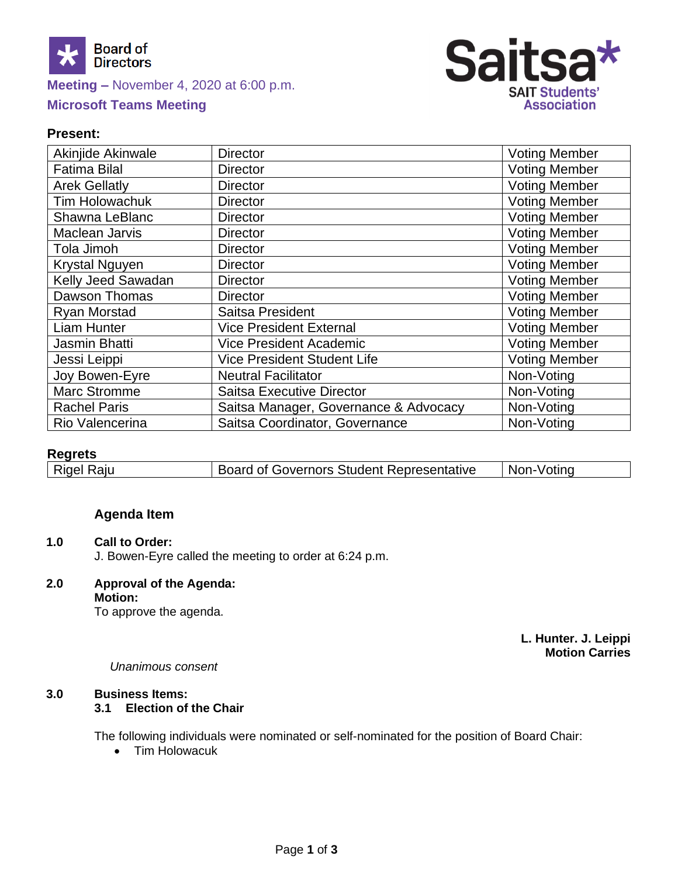Board of Directors

**Meeting –** November 4, 2020 at 6:00 p.m.

**Microsoft Teams Meeting**

Saitsa* SAIT Students' Association

**Present:**

| | | |
|---|---|---|
| Akinjide Akinwale | Director | Voting Member |
| Fatima Bilal | Director | Voting Member |
| Arek Gellatly | Director | Voting Member |
| Tim Holowachuk | Director | Voting Member |
| Shawna LeBlanc | Director | Voting Member |
| Maclean Jarvis | Director | Voting Member |
| Tola Jimoh | Director | Voting Member |
| Krystal Nguyen | Director | Voting Member |
| Kelly Jeed Sawadan | Director | Voting Member |
| Dawson Thomas | Director | Voting Member |
| Ryan Morstad | Saitsa President | Voting Member |
| Liam Hunter | Vice President External | Voting Member |
| Jasmin Bhatti | Vice President Academic | Voting Member |
| Jessi Leippi | Vice President Student Life | Voting Member |
| Joy Bowen-Eyre | Neutral Facilitator | Non-Voting |
| Marc Stromme | Saitsa Executive Director | Non-Voting |
| Rachel Paris | Saitsa Manager, Governance & Advocacy | Non-Voting |
| Rio Valencerina | Saitsa Coordinator, Governance | Non-Voting |

**Regrets**

| | | |
|---|---|---|
| Rigel Raju | Board of Governors Student Representative | Non-Voting |

**Agenda Item**

**1.0 Call to Order:**

J. Bowen-Eyre called the meeting to order at 6:24 p.m.

**2.0 Approval of the Agenda:**

**Motion:**

To approve the agenda.

**L. Hunter. J. Leippi**
**Motion Carries**

*Unanimous consent*

**3.0 Business Items:**

**3.1 Election of the Chair**

The following individuals were nominated or self-nominated for the position of Board Chair:

- Tim Holowacuk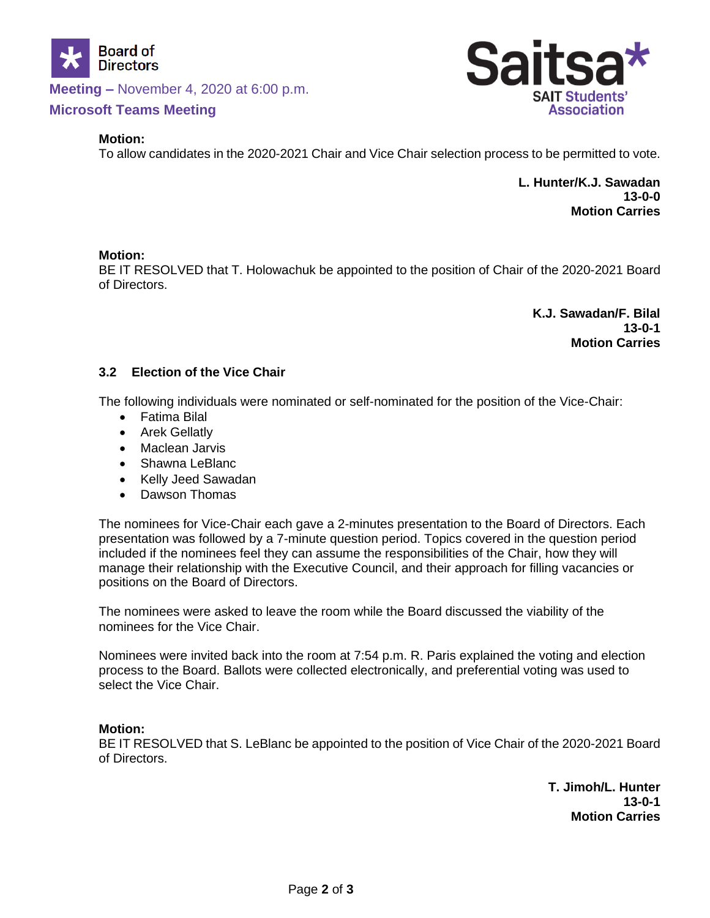**Motion:**
To allow candidates in the 2020-2021 Chair and Vice Chair selection process to be permitted to vote.

**L. Hunter/K.J. Sawadan**
**13-0-0**
**Motion Carries**

**Motion:**
BE IT RESOLVED that T. Holowachuk be appointed to the position of Chair of the 2020-2021 Board of Directors.

**K.J. Sawadan/F. Bilal**
**13-0-1**
**Motion Carries**

### 3.2 Election of the Vice Chair

The following individuals were nominated or self-nominated for the position of the Vice-Chair:

- Fatima Bilal
- Arek Gellatly
- Maclean Jarvis
- Shawna LeBlanc
- Kelly Jeed Sawadan
- Dawson Thomas

The nominees for Vice-Chair each gave a 2-minutes presentation to the Board of Directors. Each presentation was followed by a 7-minute question period. Topics covered in the question period included if the nominees feel they can assume the responsibilities of the Chair, how they will manage their relationship with the Executive Council, and their approach for filling vacancies or positions on the Board of Directors.

The nominees were asked to leave the room while the Board discussed the viability of the nominees for the Vice Chair.

Nominees were invited back into the room at 7:54 p.m. R. Paris explained the voting and election process to the Board. Ballots were collected electronically, and preferential voting was used to select the Vice Chair.

**Motion:**
BE IT RESOLVED that S. LeBlanc be appointed to the position of Vice Chair of the 2020-2021 Board of Directors.

**T. Jimoh/L. Hunter**
**13-0-1**
**Motion Carries**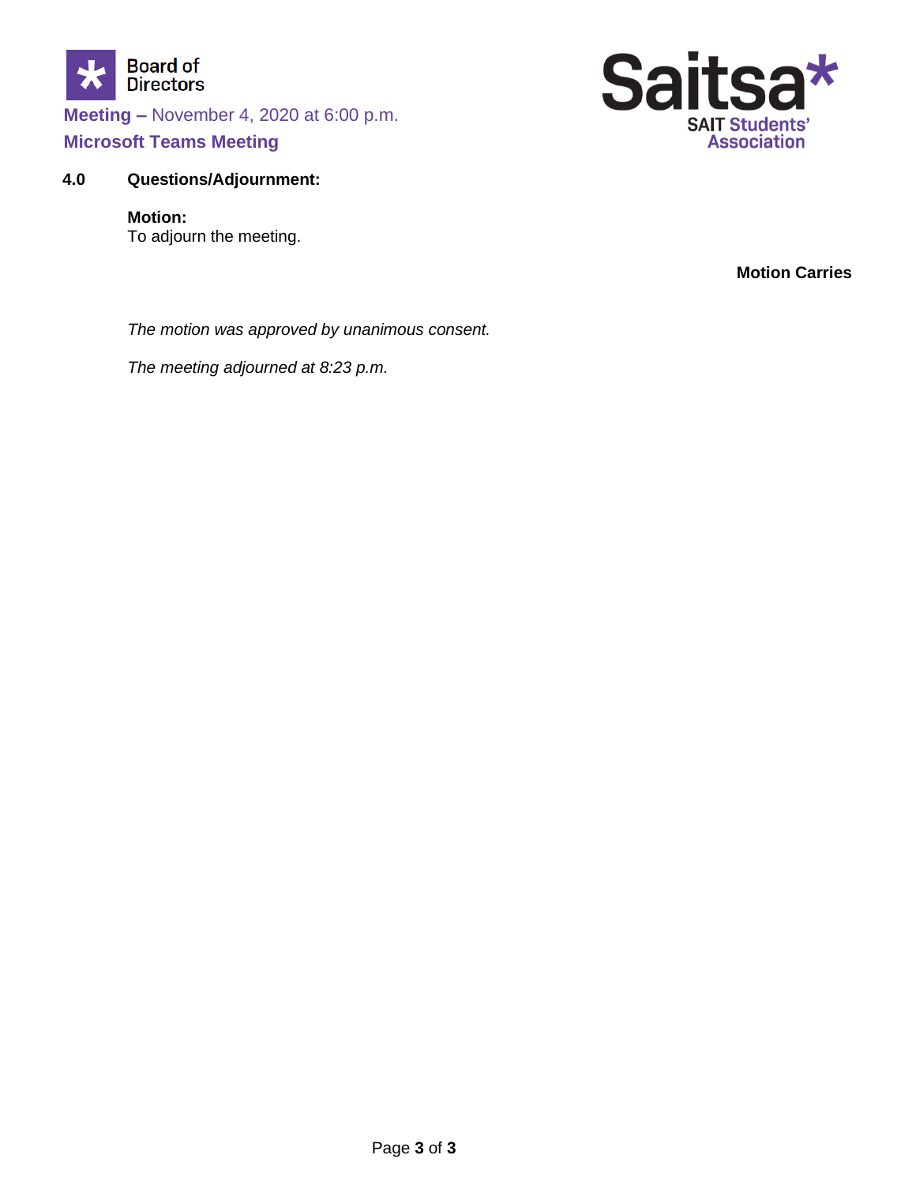**4.0 Questions/Adjournment:**

**Motion:**
To adjourn the meeting.

**Motion Carries**

*The motion was approved by unanimous consent.*

*The meeting adjourned at 8:23 p.m.*